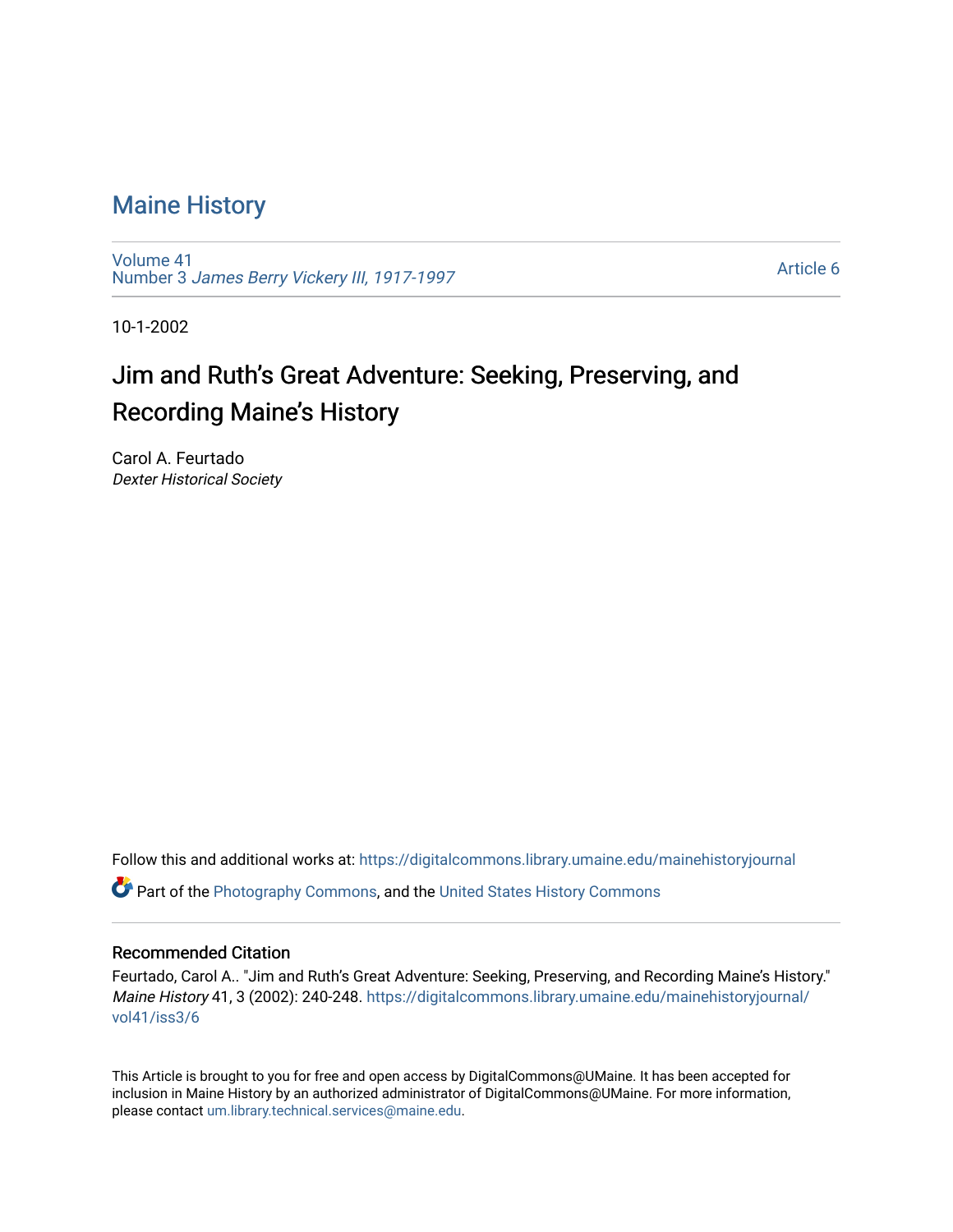# Maine History

Volume 41
Number 3 *James Berry Vickery III, 1917-1997*

Article 6

10-1-2002

## Jim and Ruth's Great Adventure: Seeking, Preserving, and Recording Maine's History

Carol A. Feurtado
*Dexter Historical Society*

Follow this and additional works at: https://digitalcommons.library.umaine.edu/mainehistoryjournal

Part of the Photography Commons, and the United States History Commons

### Recommended Citation

Feurtado, Carol A.. "Jim and Ruth's Great Adventure: Seeking, Preserving, and Recording Maine's History." *Maine History* 41, 3 (2002): 240-248. https://digitalcommons.library.umaine.edu/mainehistoryjournal/vol41/iss3/6

This Article is brought to you for free and open access by DigitalCommons@UMaine. It has been accepted for inclusion in Maine History by an authorized administrator of DigitalCommons@UMaine. For more information, please contact um.library.technical.services@maine.edu.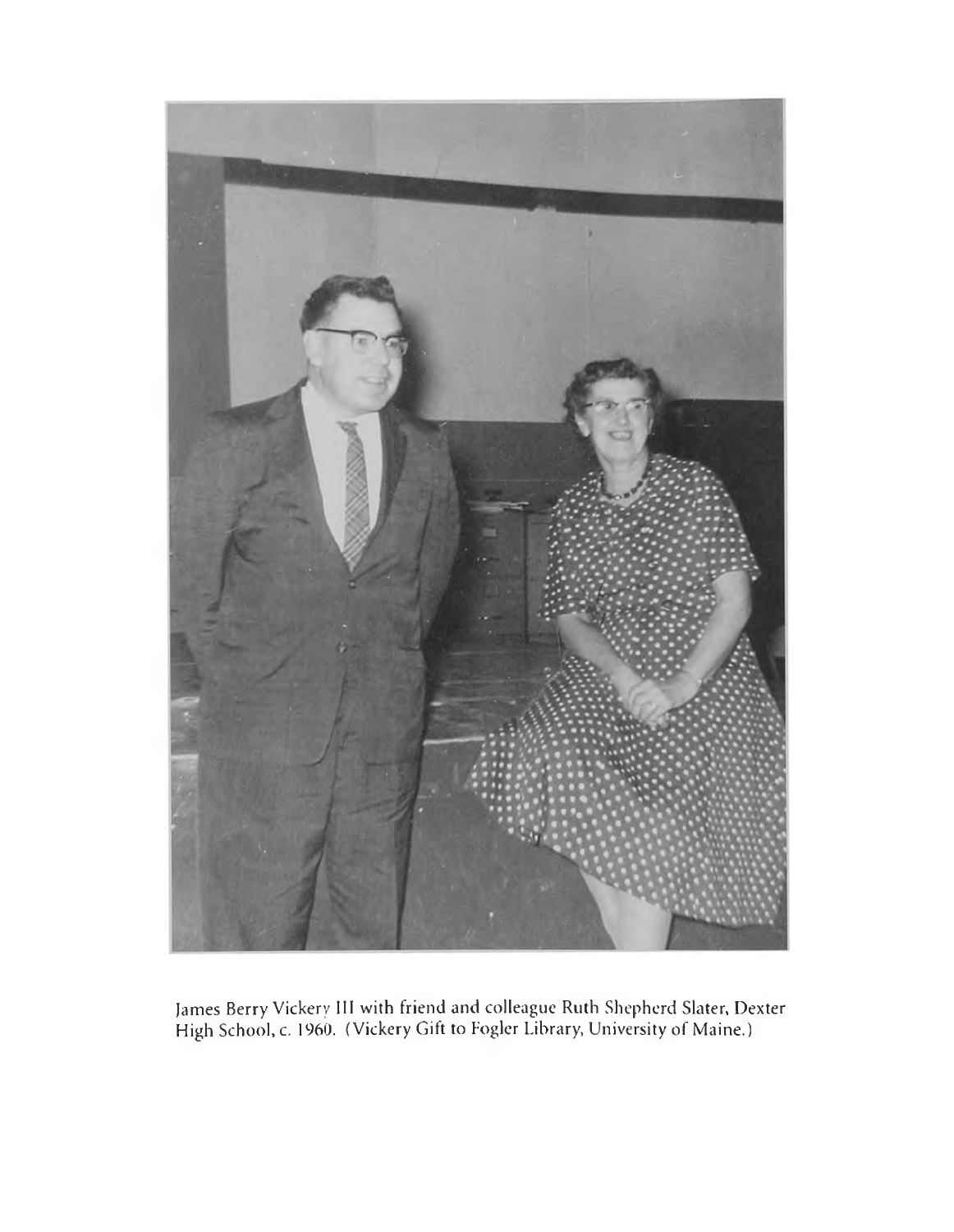James Berry Vickery III with friend and colleague Ruth Shepherd Slater, Dexter High School, c. 1960. (Vickery Gift to Fogler Library, University of Maine.)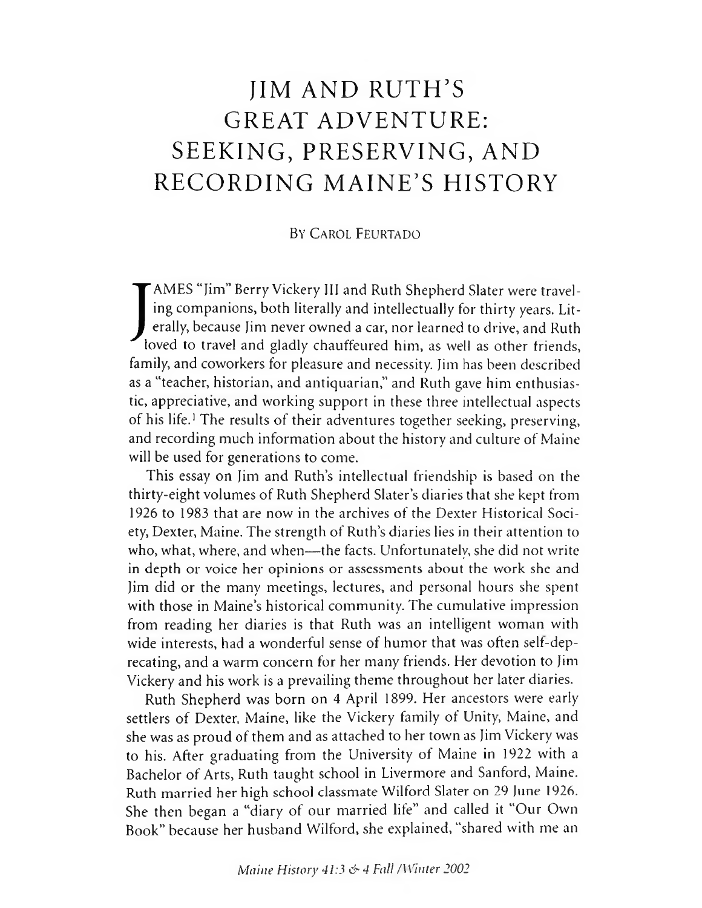# JIM AND RUTH'S GREAT ADVENTURE: SEEKING, PRESERVING, AND RECORDING MAINE'S HISTORY

By Carol Feurtado

JAMES "Jim" Berry Vickery III and Ruth Shepherd Slater were traveling companions, both literally and intellectually for thirty years. Literally, because Jim never owned a car, nor learned to drive, and Ruth loved to travel and gladly chauffeured him, as well as other friends, family, and coworkers for pleasure and necessity. Jim has been described as a "teacher, historian, and antiquarian," and Ruth gave him enthusiastic, appreciative, and working support in these three intellectual aspects of his life.[1] The results of their adventures together seeking, preserving, and recording much information about the history and culture of Maine will be used for generations to come.

This essay on Jim and Ruth's intellectual friendship is based on the thirty-eight volumes of Ruth Shepherd Slater's diaries that she kept from 1926 to 1983 that are now in the archives of the Dexter Historical Society, Dexter, Maine. The strength of Ruth's diaries lies in their attention to who, what, where, and when—the facts. Unfortunately, she did not write in depth or voice her opinions or assessments about the work she and Jim did or the many meetings, lectures, and personal hours she spent with those in Maine's historical community. The cumulative impression from reading her diaries is that Ruth was an intelligent woman with wide interests, had a wonderful sense of humor that was often self-deprecating, and a warm concern for her many friends. Her devotion to Jim Vickery and his work is a prevailing theme throughout her later diaries.

Ruth Shepherd was born on 4 April 1899. Her ancestors were early settlers of Dexter, Maine, like the Vickery family of Unity, Maine, and she was as proud of them and as attached to her town as Jim Vickery was to his. After graduating from the University of Maine in 1922 with a Bachelor of Arts, Ruth taught school in Livermore and Sanford, Maine. Ruth married her high school classmate Wilford Slater on 29 June 1926. She then began a "diary of our married life" and called it "Our Own Book" because her husband Wilford, she explained, "shared with me an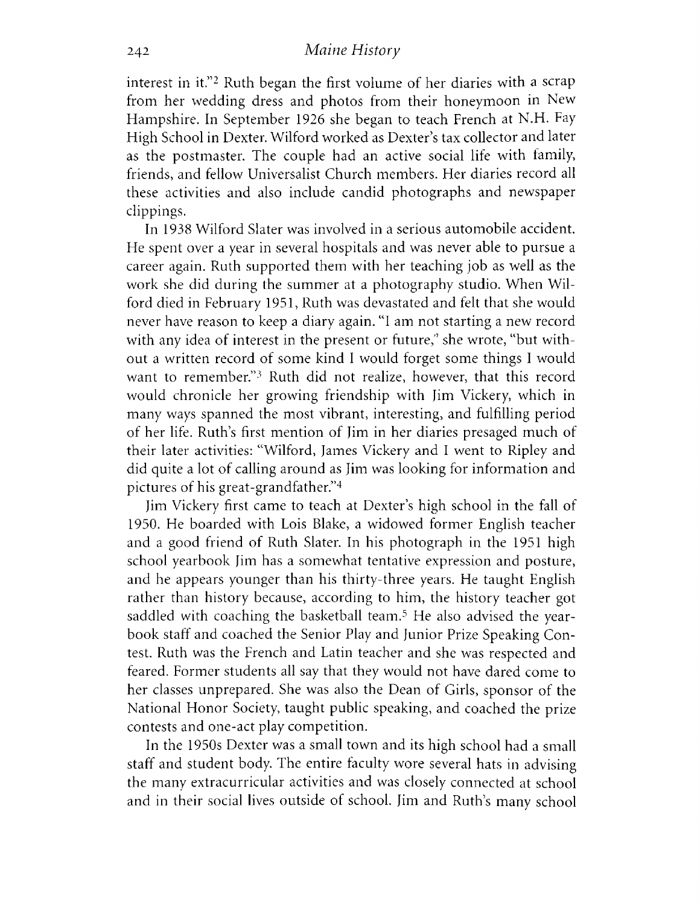interest in it."[2] Ruth began the first volume of her diaries with a scrap from her wedding dress and photos from their honeymoon in New Hampshire. In September 1926 she began to teach French at N.H. Fay High School in Dexter. Wilford worked as Dexter's tax collector and later as the postmaster. The couple had an active social life with family, friends, and fellow Universalist Church members. Her diaries record all these activities and also include candid photographs and newspaper clippings.

In 1938 Wilford Slater was involved in a serious automobile accident. He spent over a year in several hospitals and was never able to pursue a career again. Ruth supported them with her teaching job as well as the work she did during the summer at a photography studio. When Wilford died in February 1951, Ruth was devastated and felt that she would never have reason to keep a diary again. "I am not starting a new record with any idea of interest in the present or future," she wrote, "but without a written record of some kind I would forget some things I would want to remember."[3] Ruth did not realize, however, that this record would chronicle her growing friendship with Jim Vickery, which in many ways spanned the most vibrant, interesting, and fulfilling period of her life. Ruth's first mention of Jim in her diaries presaged much of their later activities: "Wilford, James Vickery and I went to Ripley and did quite a lot of calling around as Jim was looking for information and pictures of his great-grandfather."[4]

Jim Vickery first came to teach at Dexter's high school in the fall of 1950. He boarded with Lois Blake, a widowed former English teacher and a good friend of Ruth Slater. In his photograph in the 1951 high school yearbook Jim has a somewhat tentative expression and posture, and he appears younger than his thirty-three years. He taught English rather than history because, according to him, the history teacher got saddled with coaching the basketball team.[5] He also advised the yearbook staff and coached the Senior Play and Junior Prize Speaking Contest. Ruth was the French and Latin teacher and she was respected and feared. Former students all say that they would not have dared come to her classes unprepared. She was also the Dean of Girls, sponsor of the National Honor Society, taught public speaking, and coached the prize contests and one-act play competition.

In the 1950s Dexter was a small town and its high school had a small staff and student body. The entire faculty wore several hats in advising the many extracurricular activities and was closely connected at school and in their social lives outside of school. Jim and Ruth's many school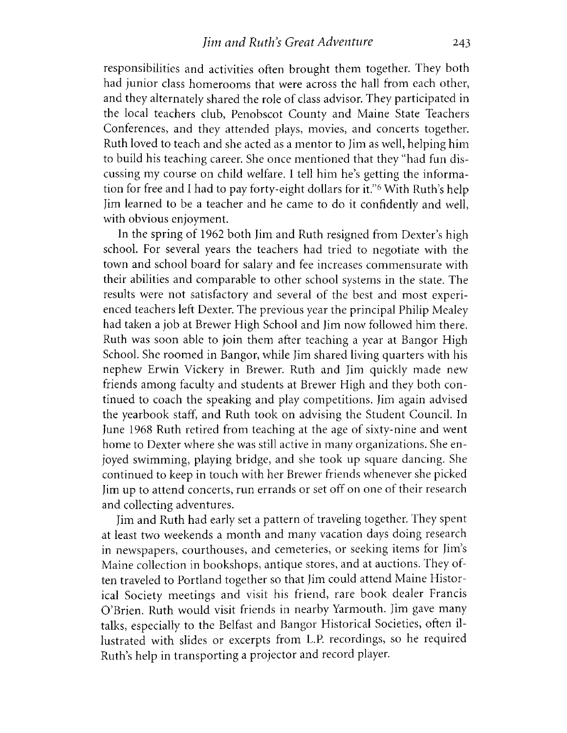responsibilities and activities often brought them together. They both had junior class homerooms that were across the hall from each other, and they alternately shared the role of class advisor. They participated in the local teachers club, Penobscot County and Maine State Teachers Conferences, and they attended plays, movies, and concerts together. Ruth loved to teach and she acted as a mentor to Jim as well, helping him to build his teaching career. She once mentioned that they "had fun discussing my course on child welfare. I tell him he's getting the information for free and I had to pay forty-eight dollars for it."[6] With Ruth's help Jim learned to be a teacher and he came to do it confidently and well, with obvious enjoyment.

In the spring of 1962 both Jim and Ruth resigned from Dexter's high school. For several years the teachers had tried to negotiate with the town and school board for salary and fee increases commensurate with their abilities and comparable to other school systems in the state. The results were not satisfactory and several of the best and most experienced teachers left Dexter. The previous year the principal Philip Mealey had taken a job at Brewer High School and Jim now followed him there. Ruth was soon able to join them after teaching a year at Bangor High School. She roomed in Bangor, while Jim shared living quarters with his nephew Erwin Vickery in Brewer. Ruth and Jim quickly made new friends among faculty and students at Brewer High and they both continued to coach the speaking and play competitions. Jim again advised the yearbook staff, and Ruth took on advising the Student Council. In June 1968 Ruth retired from teaching at the age of sixty-nine and went home to Dexter where she was still active in many organizations. She enjoyed swimming, playing bridge, and she took up square dancing. She continued to keep in touch with her Brewer friends whenever she picked Jim up to attend concerts, run errands or set off on one of their research and collecting adventures.

Jim and Ruth had early set a pattern of traveling together. They spent at least two weekends a month and many vacation days doing research in newspapers, courthouses, and cemeteries, or seeking items for Jim's Maine collection in bookshops, antique stores, and at auctions. They often traveled to Portland together so that Jim could attend Maine Historical Society meetings and visit his friend, rare book dealer Francis O'Brien. Ruth would visit friends in nearby Yarmouth. Jim gave many talks, especially to the Belfast and Bangor Historical Societies, often illustrated with slides or excerpts from L.P. recordings, so he required Ruth's help in transporting a projector and record player.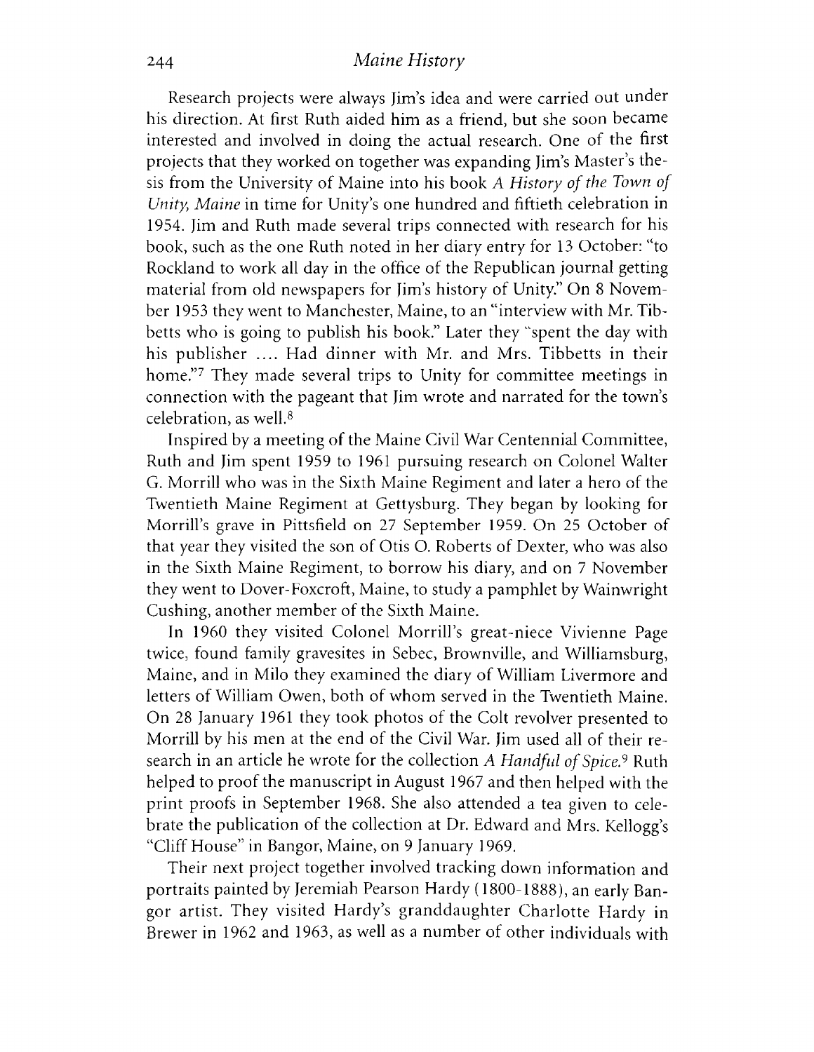Research projects were always Jim's idea and were carried out under his direction. At first Ruth aided him as a friend, but she soon became interested and involved in doing the actual research. One of the first projects that they worked on together was expanding Jim's Master's thesis from the University of Maine into his book *A History of the Town of Unity, Maine* in time for Unity's one hundred and fiftieth celebration in 1954. Jim and Ruth made several trips connected with research for his book, such as the one Ruth noted in her diary entry for 13 October: "to Rockland to work all day in the office of the Republican journal getting material from old newspapers for Jim's history of Unity." On 8 November 1953 they went to Manchester, Maine, to an "interview with Mr. Tibbetts who is going to publish his book." Later they "spent the day with his publisher .... Had dinner with Mr. and Mrs. Tibbetts in their home."[7] They made several trips to Unity for committee meetings in connection with the pageant that Jim wrote and narrated for the town's celebration, as well.[8]

Inspired by a meeting of the Maine Civil War Centennial Committee, Ruth and Jim spent 1959 to 1961 pursuing research on Colonel Walter G. Morrill who was in the Sixth Maine Regiment and later a hero of the Twentieth Maine Regiment at Gettysburg. They began by looking for Morrill's grave in Pittsfield on 27 September 1959. On 25 October of that year they visited the son of Otis O. Roberts of Dexter, who was also in the Sixth Maine Regiment, to borrow his diary, and on 7 November they went to Dover-Foxcroft, Maine, to study a pamphlet by Wainwright Cushing, another member of the Sixth Maine.

In 1960 they visited Colonel Morrill's great-niece Vivienne Page twice, found family gravesites in Sebec, Brownville, and Williamsburg, Maine, and in Milo they examined the diary of William Livermore and letters of William Owen, both of whom served in the Twentieth Maine. On 28 January 1961 they took photos of the Colt revolver presented to Morrill by his men at the end of the Civil War. Jim used all of their research in an article he wrote for the collection *A Handful of Spice*.[9] Ruth helped to proof the manuscript in August 1967 and then helped with the print proofs in September 1968. She also attended a tea given to celebrate the publication of the collection at Dr. Edward and Mrs. Kellogg's "Cliff House" in Bangor, Maine, on 9 January 1969.

Their next project together involved tracking down information and portraits painted by Jeremiah Pearson Hardy (1800-1888), an early Bangor artist. They visited Hardy's granddaughter Charlotte Hardy in Brewer in 1962 and 1963, as well as a number of other individuals with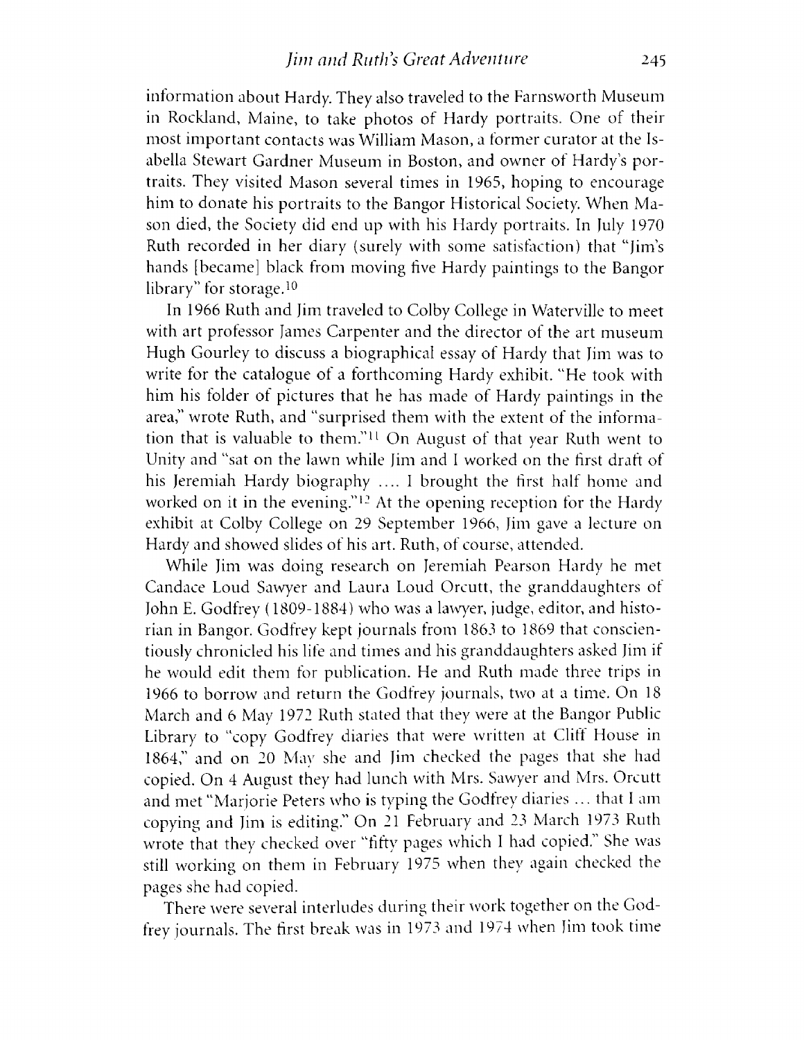information about Hardy. They also traveled to the Farnsworth Museum in Rockland, Maine, to take photos of Hardy portraits. One of their most important contacts was William Mason, a former curator at the Isabella Stewart Gardner Museum in Boston, and owner of Hardy's portraits. They visited Mason several times in 1965, hoping to encourage him to donate his portraits to the Bangor Historical Society. When Mason died, the Society did end up with his Hardy portraits. In July 1970 Ruth recorded in her diary (surely with some satisfaction) that "Jim's hands [became] black from moving five Hardy paintings to the Bangor library" for storage.[10]

In 1966 Ruth and Jim traveled to Colby College in Waterville to meet with art professor James Carpenter and the director of the art museum Hugh Gourley to discuss a biographical essay of Hardy that Jim was to write for the catalogue of a forthcoming Hardy exhibit. "He took with him his folder of pictures that he has made of Hardy paintings in the area," wrote Ruth, and "surprised them with the extent of the information that is valuable to them."[11] On August of that year Ruth went to Unity and "sat on the lawn while Jim and I worked on the first draft of his Jeremiah Hardy biography .... I brought the first half home and worked on it in the evening."[12] At the opening reception for the Hardy exhibit at Colby College on 29 September 1966, Jim gave a lecture on Hardy and showed slides of his art. Ruth, of course, attended.

While Jim was doing research on Jeremiah Pearson Hardy he met Candace Loud Sawyer and Laura Loud Orcutt, the granddaughters of John E. Godfrey (1809-1884) who was a lawyer, judge, editor, and historian in Bangor. Godfrey kept journals from 1863 to 1869 that conscientiously chronicled his life and times and his granddaughters asked Jim if he would edit them for publication. He and Ruth made three trips in 1966 to borrow and return the Godfrey journals, two at a time. On 18 March and 6 May 1972 Ruth stated that they were at the Bangor Public Library to "copy Godfrey diaries that were written at Cliff House in 1864," and on 20 May she and Jim checked the pages that she had copied. On 4 August they had lunch with Mrs. Sawyer and Mrs. Orcutt and met "Marjorie Peters who is typing the Godfrey diaries ... that I am copying and Jim is editing." On 21 February and 23 March 1973 Ruth wrote that they checked over "fifty pages which I had copied." She was still working on them in February 1975 when they again checked the pages she had copied.

There were several interludes during their work together on the Godfrey journals. The first break was in 1973 and 1974 when Jim took time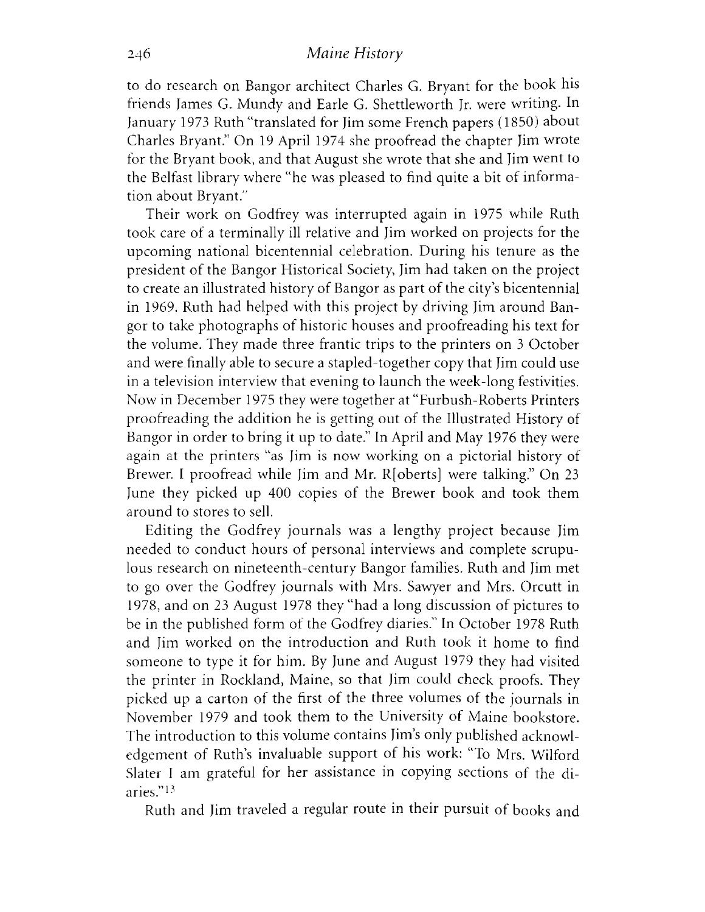to do research on Bangor architect Charles G. Bryant for the book his friends James G. Mundy and Earle G. Shettleworth Jr. were writing. In January 1973 Ruth "translated for Jim some French papers (1850) about Charles Bryant." On 19 April 1974 she proofread the chapter Jim wrote for the Bryant book, and that August she wrote that she and Jim went to the Belfast library where "he was pleased to find quite a bit of information about Bryant."

Their work on Godfrey was interrupted again in 1975 while Ruth took care of a terminally ill relative and Jim worked on projects for the upcoming national bicentennial celebration. During his tenure as the president of the Bangor Historical Society, Jim had taken on the project to create an illustrated history of Bangor as part of the city's bicentennial in 1969. Ruth had helped with this project by driving Jim around Bangor to take photographs of historic houses and proofreading his text for the volume. They made three frantic trips to the printers on 3 October and were finally able to secure a stapled-together copy that Jim could use in a television interview that evening to launch the week-long festivities. Now in December 1975 they were together at "Furbush-Roberts Printers proofreading the addition he is getting out of the Illustrated History of Bangor in order to bring it up to date." In April and May 1976 they were again at the printers "as Jim is now working on a pictorial history of Brewer. I proofread while Jim and Mr. R[oberts] were talking." On 23 June they picked up 400 copies of the Brewer book and took them around to stores to sell.

Editing the Godfrey journals was a lengthy project because Jim needed to conduct hours of personal interviews and complete scrupulous research on nineteenth-century Bangor families. Ruth and Jim met to go over the Godfrey journals with Mrs. Sawyer and Mrs. Orcutt in 1978, and on 23 August 1978 they "had a long discussion of pictures to be in the published form of the Godfrey diaries." In October 1978 Ruth and Jim worked on the introduction and Ruth took it home to find someone to type it for him. By June and August 1979 they had visited the printer in Rockland, Maine, so that Jim could check proofs. They picked up a carton of the first of the three volumes of the journals in November 1979 and took them to the University of Maine bookstore. The introduction to this volume contains Jim's only published acknowledgement of Ruth's invaluable support of his work: "To Mrs. Wilford Slater I am grateful for her assistance in copying sections of the diaries."[13]

Ruth and Jim traveled a regular route in their pursuit of books and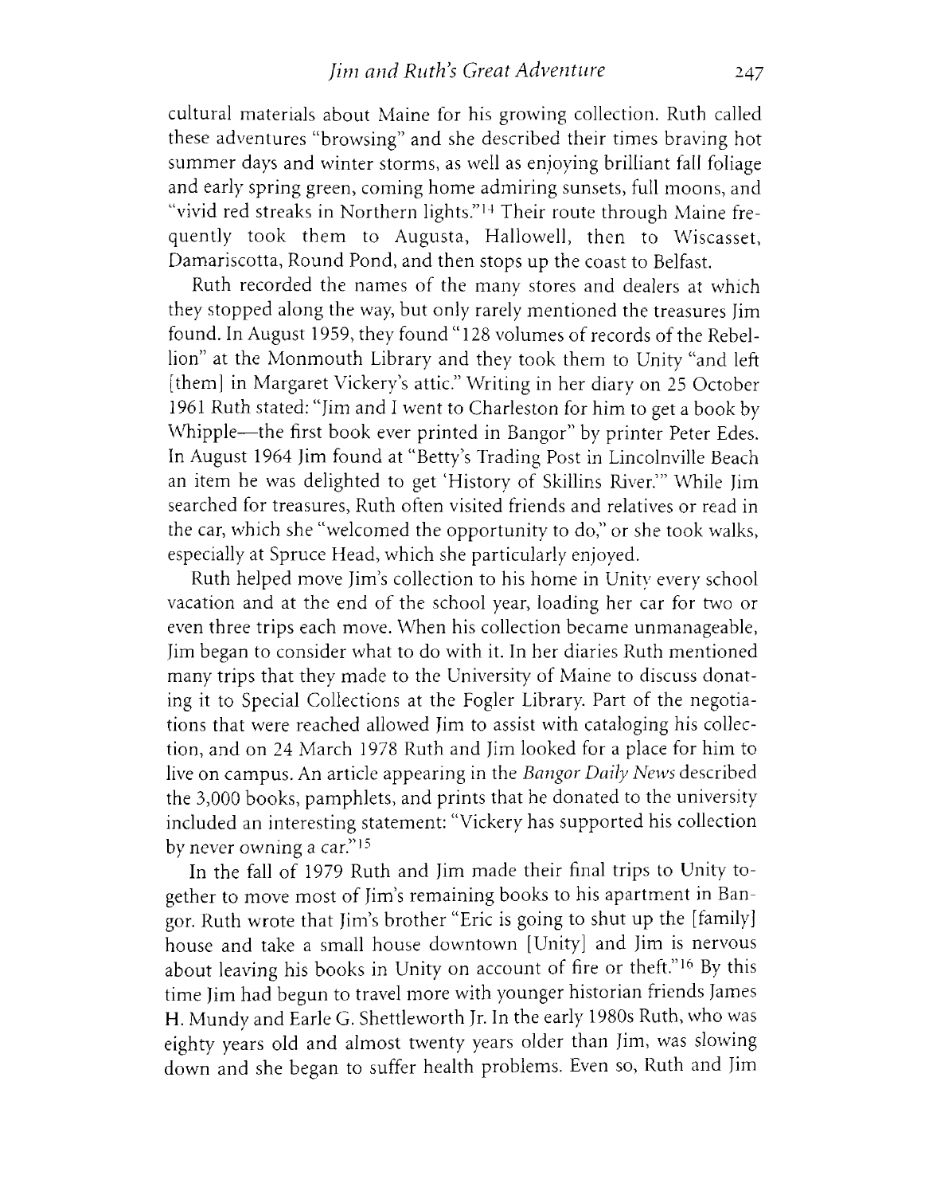cultural materials about Maine for his growing collection. Ruth called these adventures "browsing" and she described their times braving hot summer days and winter storms, as well as enjoying brilliant fall foliage and early spring green, coming home admiring sunsets, full moons, and "vivid red streaks in Northern lights."[14] Their route through Maine frequently took them to Augusta, Hallowell, then to Wiscasset, Damariscotta, Round Pond, and then stops up the coast to Belfast.

Ruth recorded the names of the many stores and dealers at which they stopped along the way, but only rarely mentioned the treasures Jim found. In August 1959, they found "128 volumes of records of the Rebellion" at the Monmouth Library and they took them to Unity "and left [them] in Margaret Vickery's attic." Writing in her diary on 25 October 1961 Ruth stated: "Jim and I went to Charleston for him to get a book by Whipple—the first book ever printed in Bangor" by printer Peter Edes. In August 1964 Jim found at "Betty's Trading Post in Lincolnville Beach an item he was delighted to get 'History of Skillins River.'" While Jim searched for treasures, Ruth often visited friends and relatives or read in the car, which she "welcomed the opportunity to do," or she took walks, especially at Spruce Head, which she particularly enjoyed.

Ruth helped move Jim's collection to his home in Unity every school vacation and at the end of the school year, loading her car for two or even three trips each move. When his collection became unmanageable, Jim began to consider what to do with it. In her diaries Ruth mentioned many trips that they made to the University of Maine to discuss donating it to Special Collections at the Fogler Library. Part of the negotiations that were reached allowed Jim to assist with cataloging his collection, and on 24 March 1978 Ruth and Jim looked for a place for him to live on campus. An article appearing in the *Bangor Daily News* described the 3,000 books, pamphlets, and prints that he donated to the university included an interesting statement: "Vickery has supported his collection by never owning a car."[15]

In the fall of 1979 Ruth and Jim made their final trips to Unity together to move most of Jim's remaining books to his apartment in Bangor. Ruth wrote that Jim's brother "Eric is going to shut up the [family] house and take a small house downtown [Unity] and Jim is nervous about leaving his books in Unity on account of fire or theft."[16] By this time Jim had begun to travel more with younger historian friends James H. Mundy and Earle G. Shettleworth Jr. In the early 1980s Ruth, who was eighty years old and almost twenty years older than Jim, was slowing down and she began to suffer health problems. Even so, Ruth and Jim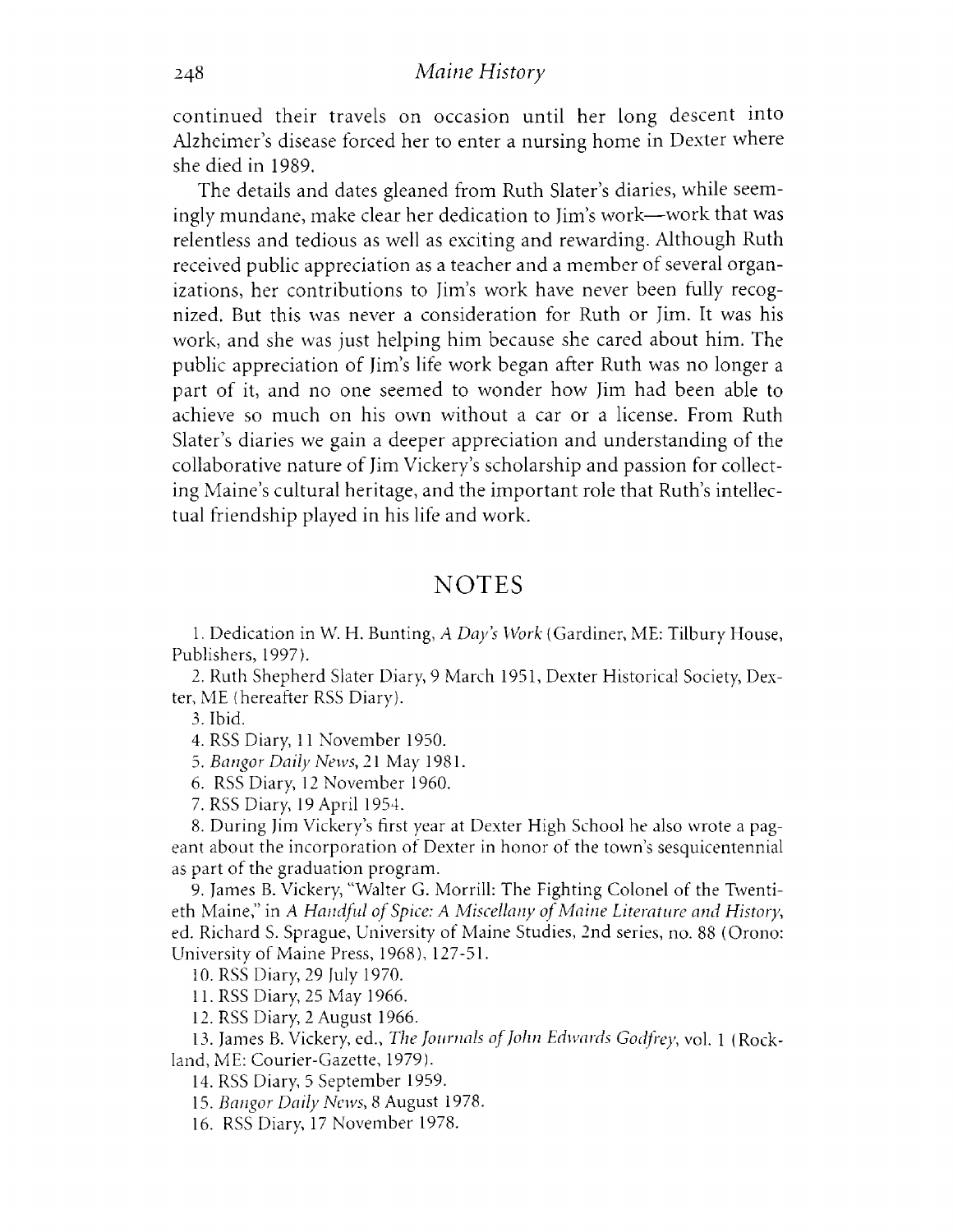continued their travels on occasion until her long descent into Alzheimer's disease forced her to enter a nursing home in Dexter where she died in 1989.

The details and dates gleaned from Ruth Slater's diaries, while seemingly mundane, make clear her dedication to Jim's work—work that was relentless and tedious as well as exciting and rewarding. Although Ruth received public appreciation as a teacher and a member of several organizations, her contributions to Jim's work have never been fully recognized. But this was never a consideration for Ruth or Jim. It was his work, and she was just helping him because she cared about him. The public appreciation of Jim's life work began after Ruth was no longer a part of it, and no one seemed to wonder how Jim had been able to achieve so much on his own without a car or a license. From Ruth Slater's diaries we gain a deeper appreciation and understanding of the collaborative nature of Jim Vickery's scholarship and passion for collecting Maine's cultural heritage, and the important role that Ruth's intellectual friendship played in his life and work.

## NOTES

1. Dedication in W. H. Bunting, *A Day's Work* (Gardiner, ME: Tilbury House, Publishers, 1997).
2. Ruth Shepherd Slater Diary, 9 March 1951, Dexter Historical Society, Dexter, ME (hereafter RSS Diary).
3. Ibid.
4. RSS Diary, 11 November 1950.
5. *Bangor Daily News*, 21 May 1981.
6. RSS Diary, 12 November 1960.
7. RSS Diary, 19 April 1954.
8. During Jim Vickery's first year at Dexter High School he also wrote a pageant about the incorporation of Dexter in honor of the town's sesquicentennial as part of the graduation program.
9. James B. Vickery, "Walter G. Morrill: The Fighting Colonel of the Twentieth Maine," in *A Handful of Spice: A Miscellany of Maine Literature and History*, ed. Richard S. Sprague, University of Maine Studies, 2nd series, no. 88 (Orono: University of Maine Press, 1968), 127-51.
10. RSS Diary, 29 July 1970.
11. RSS Diary, 25 May 1966.
12. RSS Diary, 2 August 1966.
13. James B. Vickery, ed., *The Journals of John Edwards Godfrey*, vol. 1 (Rockland, ME: Courier-Gazette, 1979).
14. RSS Diary, 5 September 1959.
15. *Bangor Daily News*, 8 August 1978.
16. RSS Diary, 17 November 1978.